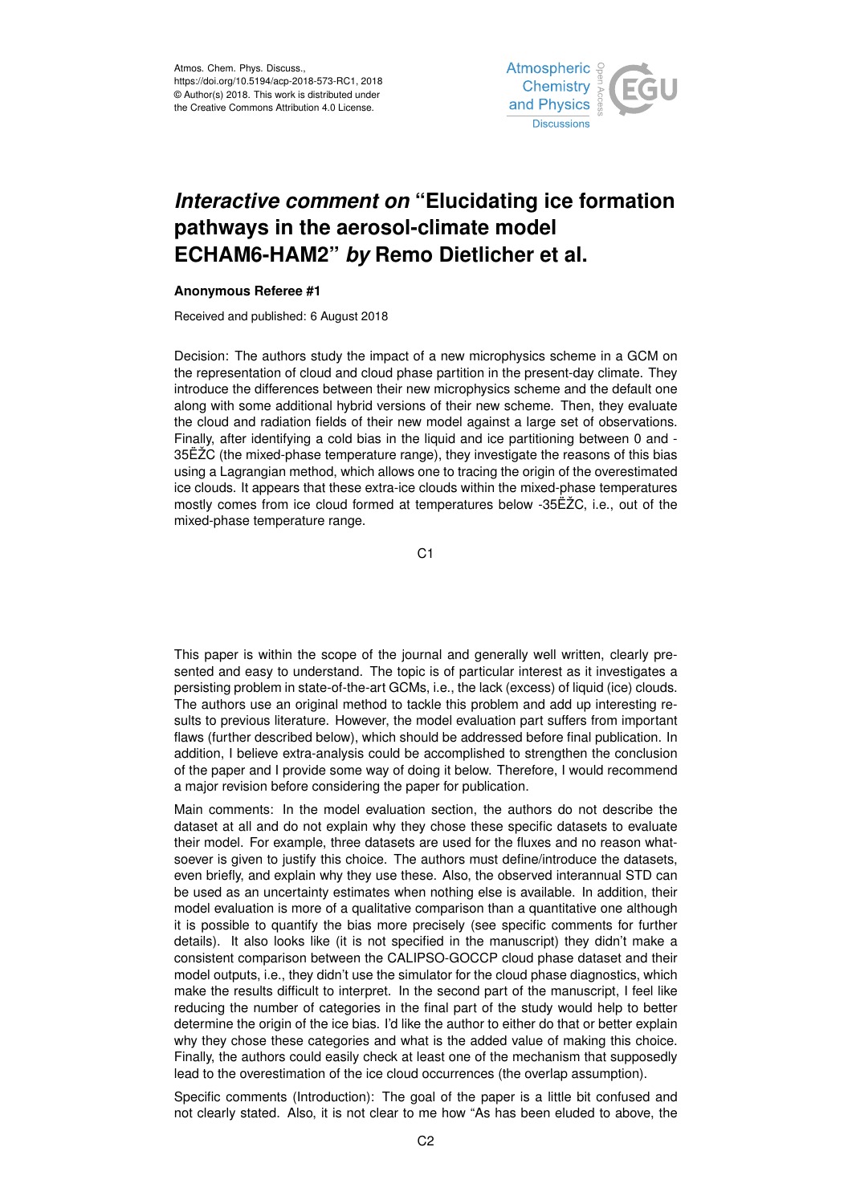Atmos. Chem. Phys. Discuss.,
https://doi.org/10.5194/acp-2018-573-RC1, 2018
© Author(s) 2018. This work is distributed under
the Creative Commons Attribution 4.0 License.

# *Interactive comment on* "Elucidating ice formation pathways in the aerosol-climate model ECHAM6-HAM2" *by* Remo Dietlicher et al.

**Anonymous Referee #1**

Received and published: 6 August 2018

Decision: The authors study the impact of a new microphysics scheme in a GCM on the representation of cloud and cloud phase partition in the present-day climate. They introduce the differences between their new microphysics scheme and the default one along with some additional hybrid versions of their new scheme. Then, they evaluate the cloud and radiation fields of their new model against a large set of observations. Finally, after identifying a cold bias in the liquid and ice partitioning between 0 and -35ËŽC (the mixed-phase temperature range), they investigate the reasons of this bias using a Lagrangian method, which allows one to tracing the origin of the overestimated ice clouds. It appears that these extra-ice clouds within the mixed-phase temperatures mostly comes from ice cloud formed at temperatures below -35ËŽC, i.e., out of the mixed-phase temperature range.

This paper is within the scope of the journal and generally well written, clearly presented and easy to understand. The topic is of particular interest as it investigates a persisting problem in state-of-the-art GCMs, i.e., the lack (excess) of liquid (ice) clouds. The authors use an original method to tackle this problem and add up interesting results to previous literature. However, the model evaluation part suffers from important flaws (further described below), which should be addressed before final publication. In addition, I believe extra-analysis could be accomplished to strengthen the conclusion of the paper and I provide some way of doing it below. Therefore, I would recommend a major revision before considering the paper for publication.

Main comments: In the model evaluation section, the authors do not describe the dataset at all and do not explain why they chose these specific datasets to evaluate their model. For example, three datasets are used for the fluxes and no reason whatsoever is given to justify this choice. The authors must define/introduce the datasets, even briefly, and explain why they use these. Also, the observed interannual STD can be used as an uncertainty estimates when nothing else is available. In addition, their model evaluation is more of a qualitative comparison than a quantitative one although it is possible to quantify the bias more precisely (see specific comments for further details). It also looks like (it is not specified in the manuscript) they didn't make a consistent comparison between the CALIPSO-GOCCP cloud phase dataset and their model outputs, i.e., they didn't use the simulator for the cloud phase diagnostics, which make the results difficult to interpret. In the second part of the manuscript, I feel like reducing the number of categories in the final part of the study would help to better determine the origin of the ice bias. I'd like the author to either do that or better explain why they chose these categories and what is the added value of making this choice. Finally, the authors could easily check at least one of the mechanism that supposedly lead to the overestimation of the ice cloud occurrences (the overlap assumption).

Specific comments (Introduction): The goal of the paper is a little bit confused and not clearly stated. Also, it is not clear to me how "As has been eluded to above, the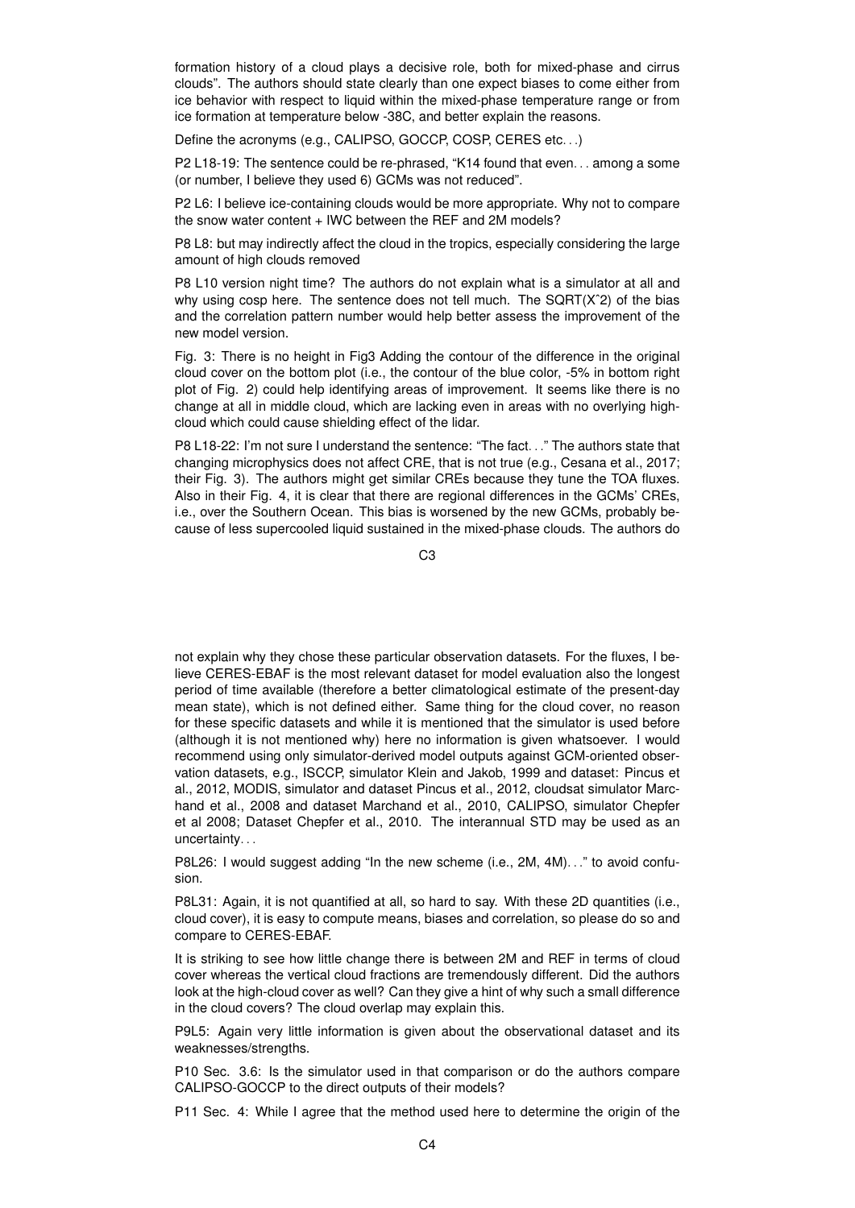formation history of a cloud plays a decisive role, both for mixed-phase and cirrus clouds". The authors should state clearly than one expect biases to come either from ice behavior with respect to liquid within the mixed-phase temperature range or from ice formation at temperature below -38C, and better explain the reasons.

Define the acronyms (e.g., CALIPSO, GOCCP, COSP, CERES etc. . .)

P2 L18-19: The sentence could be re-phrased, "K14 found that even. . . among a some (or number, I believe they used 6) GCMs was not reduced".

P2 L6: I believe ice-containing clouds would be more appropriate. Why not to compare the snow water content + IWC between the REF and 2M models?

P8 L8: but may indirectly affect the cloud in the tropics, especially considering the large amount of high clouds removed

P8 L10 version night time? The authors do not explain what is a simulator at all and why using cosp here. The sentence does not tell much. The SQRT(Xˆ2) of the bias and the correlation pattern number would help better assess the improvement of the new model version.

Fig. 3: There is no height in Fig3 Adding the contour of the difference in the original cloud cover on the bottom plot (i.e., the contour of the blue color, -5% in bottom right plot of Fig. 2) could help identifying areas of improvement. It seems like there is no change at all in middle cloud, which are lacking even in areas with no overlying high-cloud which could cause shielding effect of the lidar.

P8 L18-22: I'm not sure I understand the sentence: "The fact. . ." The authors state that changing microphysics does not affect CRE, that is not true (e.g., Cesana et al., 2017; their Fig. 3). The authors might get similar CREs because they tune the TOA fluxes. Also in their Fig. 4, it is clear that there are regional differences in the GCMs' CREs, i.e., over the Southern Ocean. This bias is worsened by the new GCMs, probably because of less supercooled liquid sustained in the mixed-phase clouds. The authors do not explain why they chose these particular observation datasets. For the fluxes, I believe CERES-EBAF is the most relevant dataset for model evaluation also the longest period of time available (therefore a better climatological estimate of the present-day mean state), which is not defined either. Same thing for the cloud cover, no reason for these specific datasets and while it is mentioned that the simulator is used before (although it is not mentioned why) here no information is given whatsoever. I would recommend using only simulator-derived model outputs against GCM-oriented observation datasets, e.g., ISCCP, simulator Klein and Jakob, 1999 and dataset: Pincus et al., 2012, MODIS, simulator and dataset Pincus et al., 2012, cloudsat simulator Marchand et al., 2008 and dataset Marchand et al., 2010, CALIPSO, simulator Chepfer et al 2008; Dataset Chepfer et al., 2010. The interannual STD may be used as an uncertainty. . .

P8L26: I would suggest adding "In the new scheme (i.e., 2M, 4M). . ." to avoid confusion.

P8L31: Again, it is not quantified at all, so hard to say. With these 2D quantities (i.e., cloud cover), it is easy to compute means, biases and correlation, so please do so and compare to CERES-EBAF.

It is striking to see how little change there is between 2M and REF in terms of cloud cover whereas the vertical cloud fractions are tremendously different. Did the authors look at the high-cloud cover as well? Can they give a hint of why such a small difference in the cloud covers? The cloud overlap may explain this.

P9L5: Again very little information is given about the observational dataset and its weaknesses/strengths.

P10 Sec. 3.6: Is the simulator used in that comparison or do the authors compare CALIPSO-GOCCP to the direct outputs of their models?

P11 Sec. 4: While I agree that the method used here to determine the origin of the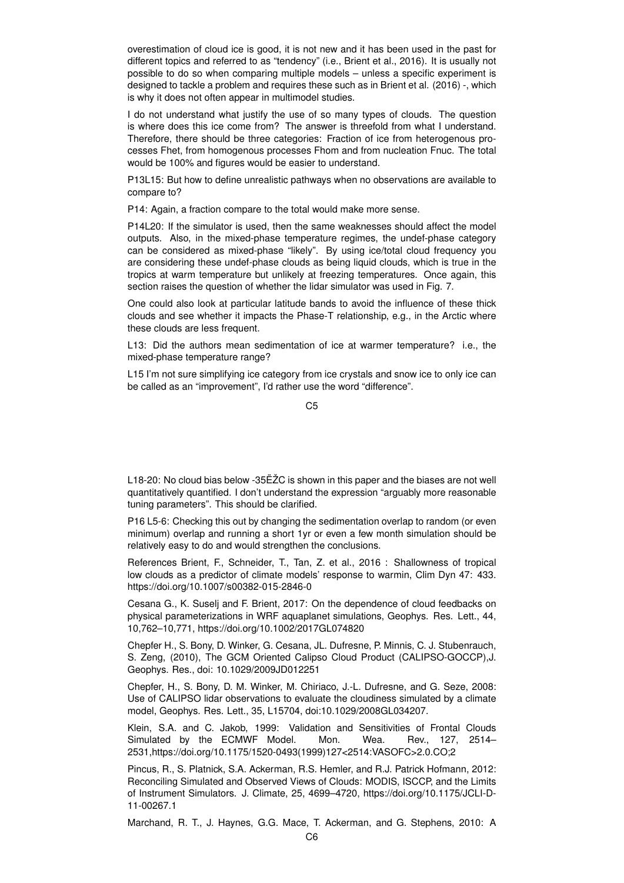overestimation of cloud ice is good, it is not new and it has been used in the past for different topics and referred to as "tendency" (i.e., Brient et al., 2016). It is usually not possible to do so when comparing multiple models – unless a specific experiment is designed to tackle a problem and requires these such as in Brient et al. (2016) -, which is why it does not often appear in multimodel studies.

I do not understand what justify the use of so many types of clouds. The question is where does this ice come from? The answer is threefold from what I understand. Therefore, there should be three categories: Fraction of ice from heterogenous processes Fhet, from homogenous processes Fhom and from nucleation Fnuc. The total would be 100% and figures would be easier to understand.

P13L15: But how to define unrealistic pathways when no observations are available to compare to?

P14: Again, a fraction compare to the total would make more sense.

P14L20: If the simulator is used, then the same weaknesses should affect the model outputs. Also, in the mixed-phase temperature regimes, the undef-phase category can be considered as mixed-phase "likely". By using ice/total cloud frequency you are considering these undef-phase clouds as being liquid clouds, which is true in the tropics at warm temperature but unlikely at freezing temperatures. Once again, this section raises the question of whether the lidar simulator was used in Fig. 7.

One could also look at particular latitude bands to avoid the influence of these thick clouds and see whether it impacts the Phase-T relationship, e.g., in the Arctic where these clouds are less frequent.

L13: Did the authors mean sedimentation of ice at warmer temperature? i.e., the mixed-phase temperature range?

L15 I'm not sure simplifying ice category from ice crystals and snow ice to only ice can be called as an "improvement", I'd rather use the word "difference".

L18-20: No cloud bias below -35ËŽC is shown in this paper and the biases are not well quantitatively quantified. I don't understand the expression "arguably more reasonable tuning parameters". This should be clarified.

P16 L5-6: Checking this out by changing the sedimentation overlap to random (or even minimum) overlap and running a short 1yr or even a few month simulation should be relatively easy to do and would strengthen the conclusions.

References Brient, F., Schneider, T., Tan, Z. et al., 2016 : Shallowness of tropical low clouds as a predictor of climate models' response to warmin, Clim Dyn 47: 433. https://doi.org/10.1007/s00382-015-2846-0

Cesana G., K. Suselj and F. Brient, 2017: On the dependence of cloud feedbacks on physical parameterizations in WRF aquaplanet simulations, Geophys. Res. Lett., 44, 10,762–10,771, https://doi.org/10.1002/2017GL074820

Chepfer H., S. Bony, D. Winker, G. Cesana, JL. Dufresne, P. Minnis, C. J. Stubenrauch, S. Zeng, (2010), The GCM Oriented Calipso Cloud Product (CALIPSO-GOCCP),J. Geophys. Res., doi: 10.1029/2009JD012251

Chepfer, H., S. Bony, D. M. Winker, M. Chiriaco, J.-L. Dufresne, and G. Seze, 2008: Use of CALIPSO lidar observations to evaluate the cloudiness simulated by a climate model, Geophys. Res. Lett., 35, L15704, doi:10.1029/2008GL034207.

Klein, S.A. and C. Jakob, 1999: Validation and Sensitivities of Frontal Clouds Simulated by the ECMWF Model. Mon. Wea. Rev., 127, 2514–2531,https://doi.org/10.1175/1520-0493(1999)127<2514:VASOFC>2.0.CO;2

Pincus, R., S. Platnick, S.A. Ackerman, R.S. Hemler, and R.J. Patrick Hofmann, 2012: Reconciling Simulated and Observed Views of Clouds: MODIS, ISCCP, and the Limits of Instrument Simulators. J. Climate, 25, 4699–4720, https://doi.org/10.1175/JCLI-D-11-00267.1

Marchand, R. T., J. Haynes, G.G. Mace, T. Ackerman, and G. Stephens, 2010: A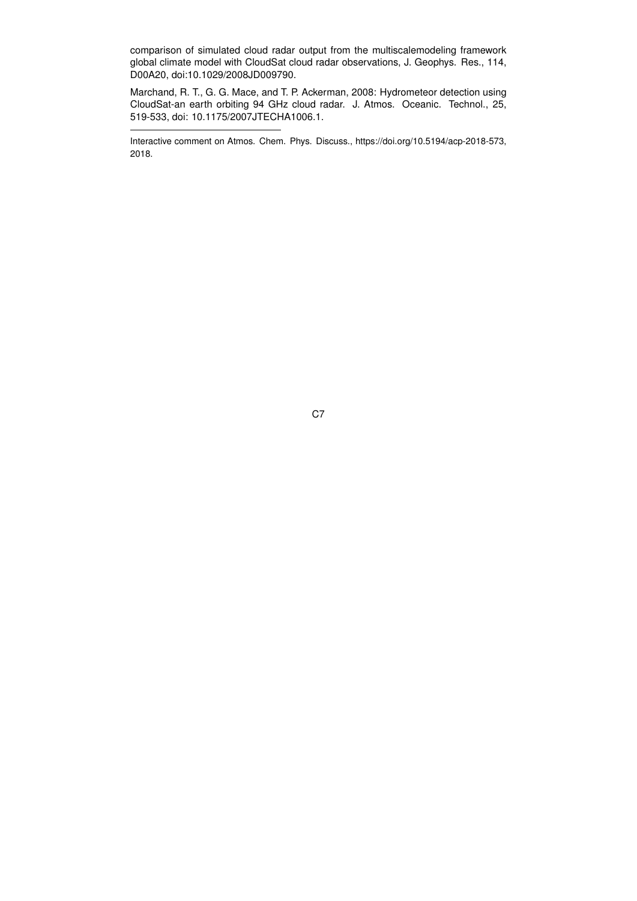comparison of simulated cloud radar output from the multiscalemodeling framework global climate model with CloudSat cloud radar observations, J. Geophys. Res., 114, D00A20, doi:10.1029/2008JD009790.

Marchand, R. T., G. G. Mace, and T. P. Ackerman, 2008: Hydrometeor detection using CloudSat-an earth orbiting 94 GHz cloud radar. J. Atmos. Oceanic. Technol., 25, 519-533, doi: 10.1175/2007JTECHA1006.1.

---

Interactive comment on Atmos. Chem. Phys. Discuss., https://doi.org/10.5194/acp-2018-573, 2018.